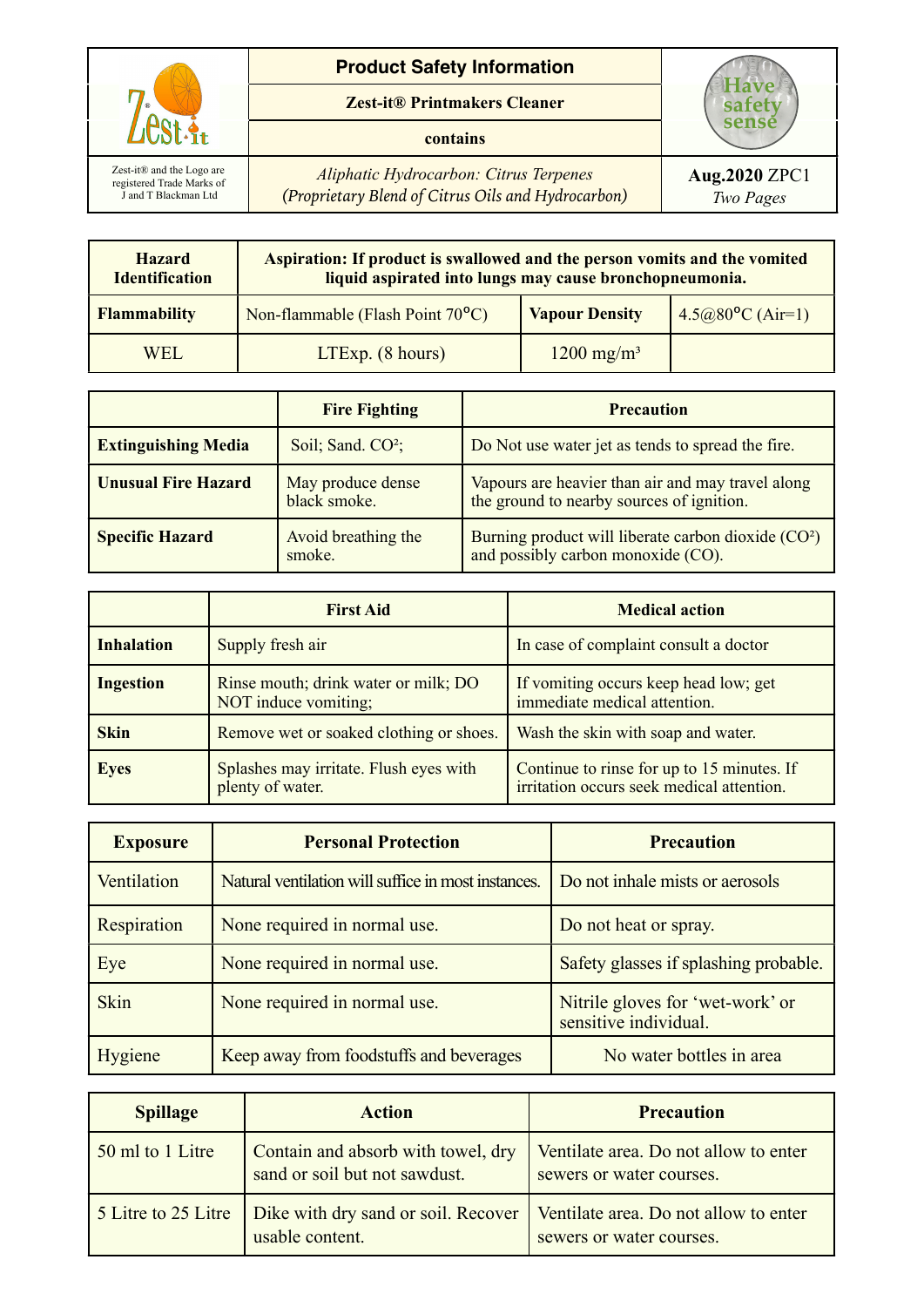| Zest-it® and the Logo are registered Trade Marks of J and T Blackman Ltd | **Product Safety Information**<br>**Zest-it® Printmakers Cleaner**<br>**contains**<br>*Aliphatic Hydrocarbon: Citrus Terpenes (Proprietary Blend of Citrus Oils and Hydrocarbon)* | Have safety sense<br>**Aug.2020** ZPC1<br>*Two Pages* |
|---|---|---|

| **Hazard Identification** | **Aspiration: If product is swallowed and the person vomits and the vomited liquid aspirated into lungs may cause bronchopneumonia.** | | |
|---|---|---|---|
| **Flammability** | Non-flammable (Flash Point 70°C) | **Vapour Density** | 4.5@80°C (Air=1) |
| WEL | LTExp. (8 hours) | 1200 mg/m³ | |

| | **Fire Fighting** | **Precaution** |
|---|---|---|
| **Extinguishing Media** | Soil; Sand. $CO^2$; | Do Not use water jet as tends to spread the fire. |
| **Unusual Fire Hazard** | May produce dense black smoke. | Vapours are heavier than air and may travel along the ground to nearby sources of ignition. |
| **Specific Hazard** | Avoid breathing the smoke. | Burning product will liberate carbon dioxide ($CO^2$) and possibly carbon monoxide (CO). |

| | **First Aid** | **Medical action** |
|---|---|---|
| **Inhalation** | Supply fresh air | In case of complaint consult a doctor |
| **Ingestion** | Rinse mouth; drink water or milk; DO NOT induce vomiting; | If vomiting occurs keep head low; get immediate medical attention. |
| **Skin** | Remove wet or soaked clothing or shoes. | Wash the skin with soap and water. |
| **Eyes** | Splashes may irritate. Flush eyes with plenty of water. | Continue to rinse for up to 15 minutes. If irritation occurs seek medical attention. |

| **Exposure** | **Personal Protection** | **Precaution** |
|---|---|---|
| Ventilation | Natural ventilation will suffice in most instances. | Do not inhale mists or aerosols |
| Respiration | None required in normal use. | Do not heat or spray. |
| Eye | None required in normal use. | Safety glasses if splashing probable. |
| Skin | None required in normal use. | Nitrile gloves for 'wet-work' or sensitive individual. |
| Hygiene | Keep away from foodstuffs and beverages | No water bottles in area |

| **Spillage** | **Action** | **Precaution** |
|---|---|---|
| 50 ml to 1 Litre | Contain and absorb with towel, dry sand or soil but not sawdust. | Ventilate area. Do not allow to enter sewers or water courses. |
| 5 Litre to 25 Litre | Dike with dry sand or soil. Recover usable content. | Ventilate area. Do not allow to enter sewers or water courses. |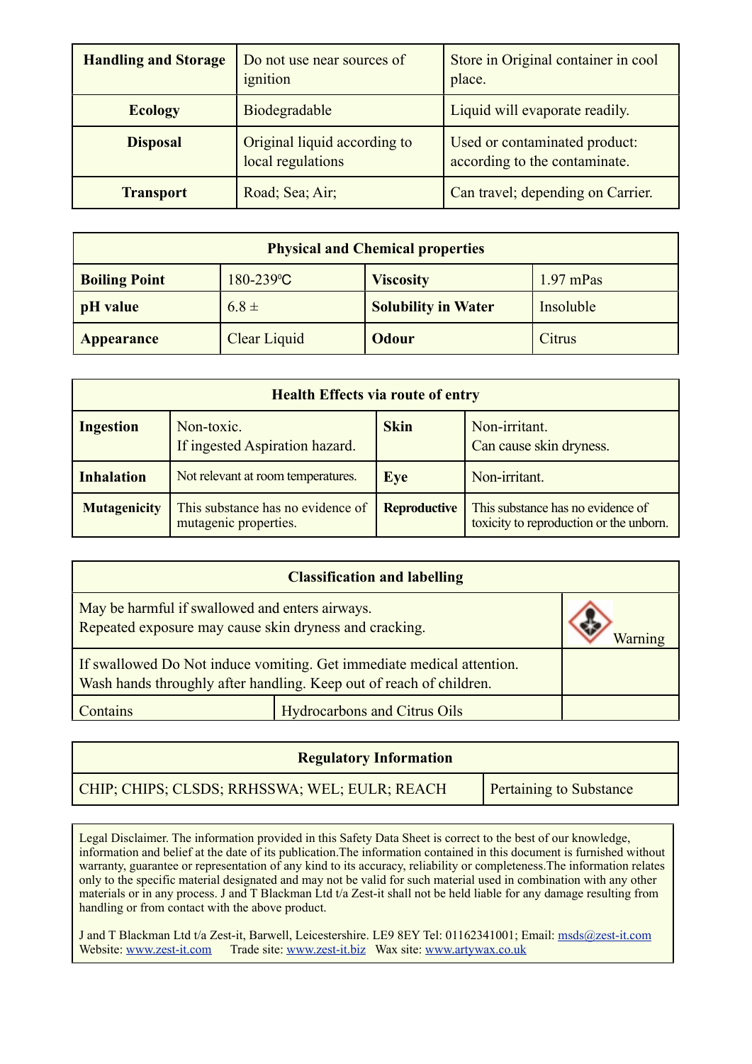| | | |
|---|---|---|
| **Handling and Storage** | Do not use near sources of ignition | Store in Original container in cool place. |
| **Ecology** | Biodegradable | Liquid will evaporate readily. |
| **Disposal** | Original liquid according to local regulations | Used or contaminated product: according to the contaminate. |
| **Transport** | Road; Sea; Air; | Can travel; depending on Carrier. |

| **Physical and Chemical properties** | | | |
|---|---|---|---|
| **Boiling Point** | 180-239ºC | **Viscosity** | 1.97 mPas |
| **pH value** | 6.8 ± | **Solubility in Water** | Insoluble |
| **Appearance** | Clear Liquid | **Odour** | Citrus |

| **Health Effects via route of entry** | | | |
|---|---|---|---|
| **Ingestion** | Non-toxic.<br>If ingested Aspiration hazard. | **Skin** | Non-irritant.<br>Can cause skin dryness. |
| **Inhalation** | Not relevant at room temperatures. | **Eye** | Non-irritant. |
| **Mutagenicity** | This substance has no evidence of mutagenic properties. | **Reproductive** | This substance has no evidence of toxicity to reproduction or the unborn. |

| **Classification and labelling** | | |
|---|---|---|
| May be harmful if swallowed and enters airways.<br>Repeated exposure may cause skin dryness and cracking. | | Warning |
| If swallowed Do Not induce vomiting. Get immediate medical attention.<br>Wash hands throughly after handling. Keep out of reach of children. | | |
| Contains | Hydrocarbons and Citrus Oils | |

| **Regulatory Information** | |
|---|---|
| CHIP; CHIPS; CLSDS; RRHSSWA; WEL; EULR; REACH | Pertaining to Substance |

Legal Disclaimer. The information provided in this Safety Data Sheet is correct to the best of our knowledge, information and belief at the date of its publication.The information contained in this document is furnished without warranty, guarantee or representation of any kind to its accuracy, reliability or completeness.The information relates only to the specific material designated and may not be valid for such material used in combination with any other materials or in any process. J and T Blackman Ltd t/a Zest-it shall not be held liable for any damage resulting from handling or from contact with the above product.

J and T Blackman Ltd t/a Zest-it, Barwell, Leicestershire. LE9 8EY Tel: 01162341001; Email: msds@zest-it.com
Website: www.zest-it.com Trade site: www.zest-it.biz Wax site: www.artywax.co.uk